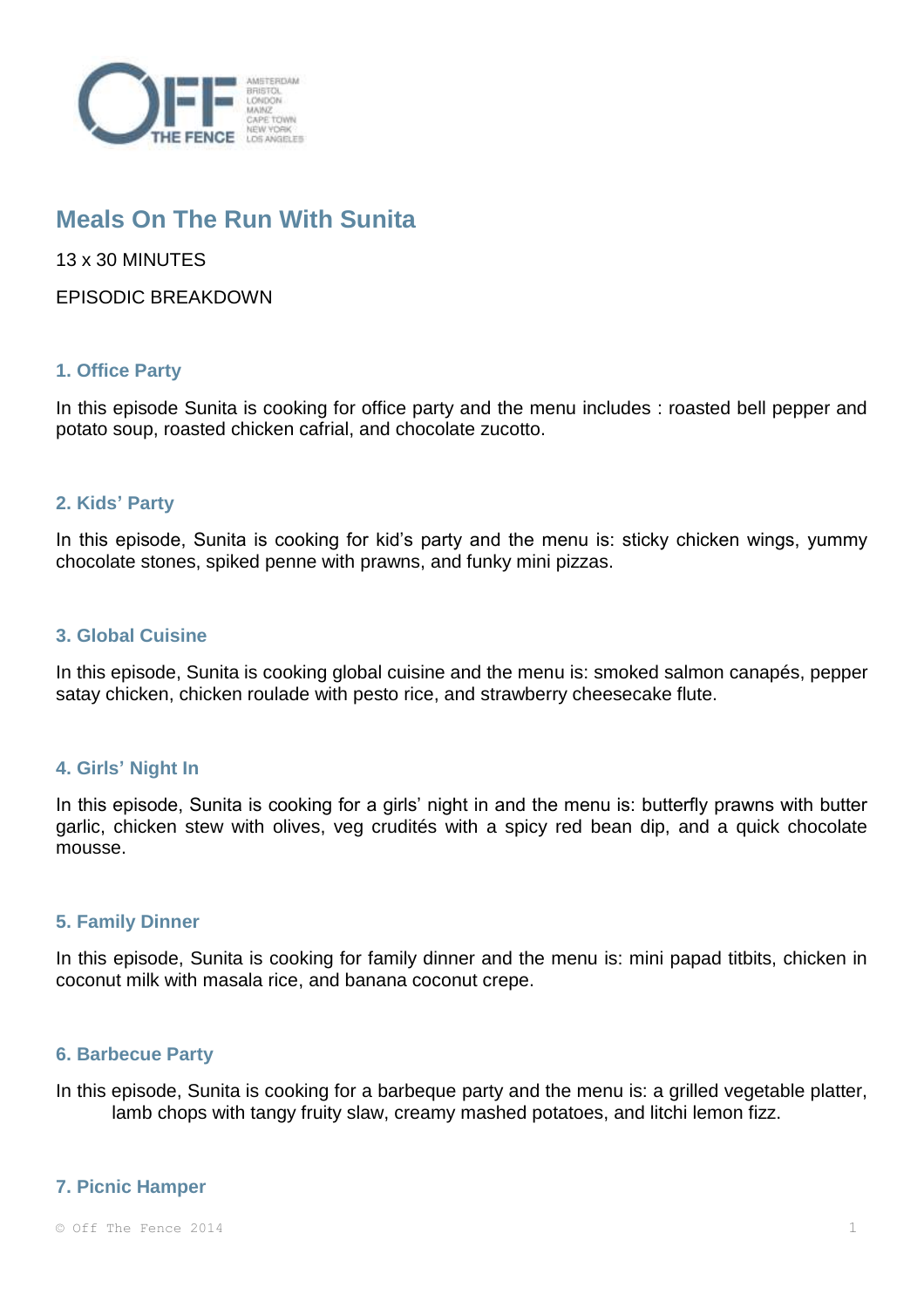# Meals On The Run With Sunita

13 x 30 MINUTES

EPISODIC BREAKDOWN

### 1. Office Party

In this episode Sunita is cooking for office party and the menu includes : roasted bell pepper and potato soup, roasted chicken cafrial, and chocolate zucotto.

### 2. Kids' Party

In this episode, Sunita is cooking for kid's party and the menu is: sticky chicken wings, yummy chocolate stones, spiked penne with prawns, and funky mini pizzas.

### 3. Global Cuisine

In this episode, Sunita is cooking global cuisine and the menu is: smoked salmon canapés, pepper satay chicken, chicken roulade with pesto rice, and strawberry cheesecake flute.

### 4. Girls' Night In

In this episode, Sunita is cooking for a girls' night in and the menu is: butterfly prawns with butter garlic, chicken stew with olives, veg crudités with a spicy red bean dip, and a quick chocolate mousse.

### 5. Family Dinner

In this episode, Sunita is cooking for family dinner and the menu is: mini papad titbits, chicken in coconut milk with masala rice, and banana coconut crepe.

### 6. Barbecue Party

In this episode, Sunita is cooking for a barbeque party and the menu is: a grilled vegetable platter, lamb chops with tangy fruity slaw, creamy mashed potatoes, and litchi lemon fizz.

### 7. Picnic Hamper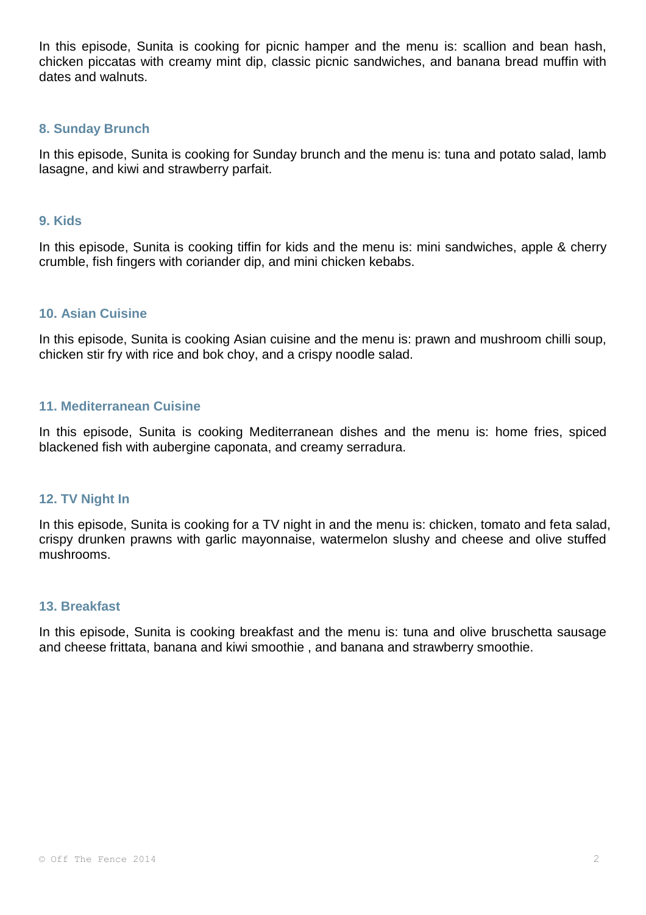In this episode, Sunita is cooking for picnic hamper and the menu is: scallion and bean hash, chicken piccatas with creamy mint dip, classic picnic sandwiches, and banana bread muffin with dates and walnuts.

### 8. Sunday Brunch

In this episode, Sunita is cooking for Sunday brunch and the menu is: tuna and potato salad, lamb lasagne, and kiwi and strawberry parfait.

### 9. Kids

In this episode, Sunita is cooking tiffin for kids and the menu is: mini sandwiches, apple & cherry crumble, fish fingers with coriander dip, and mini chicken kebabs.

### 10. Asian Cuisine

In this episode, Sunita is cooking Asian cuisine and the menu is: prawn and mushroom chilli soup, chicken stir fry with rice and bok choy, and a crispy noodle salad.

### 11. Mediterranean Cuisine

In this episode, Sunita is cooking Mediterranean dishes and the menu is: home fries, spiced blackened fish with aubergine caponata, and creamy serradura.

### 12. TV Night In

In this episode, Sunita is cooking for a TV night in and the menu is: chicken, tomato and feta salad, crispy drunken prawns with garlic mayonnaise, watermelon slushy and cheese and olive stuffed mushrooms.

### 13. Breakfast

In this episode, Sunita is cooking breakfast and the menu is: tuna and olive bruschetta sausage and cheese frittata, banana and kiwi smoothie , and banana and strawberry smoothie.

© Off The Fence 2014